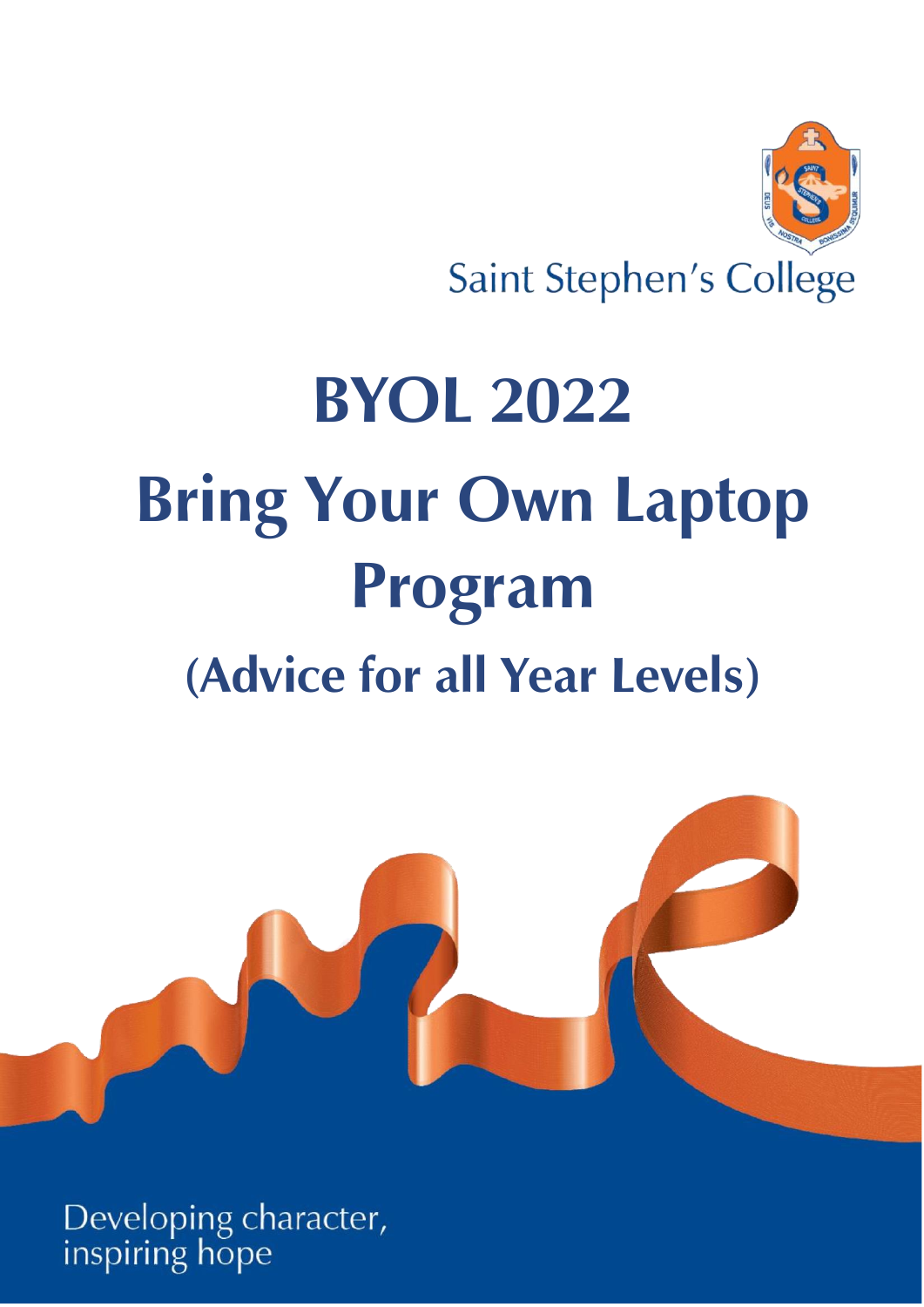Saint Stephen's College

# BYOL 2022

# Bring Your Own Laptop Program

## (Advice for all Year Levels)

Developing character, inspiring hope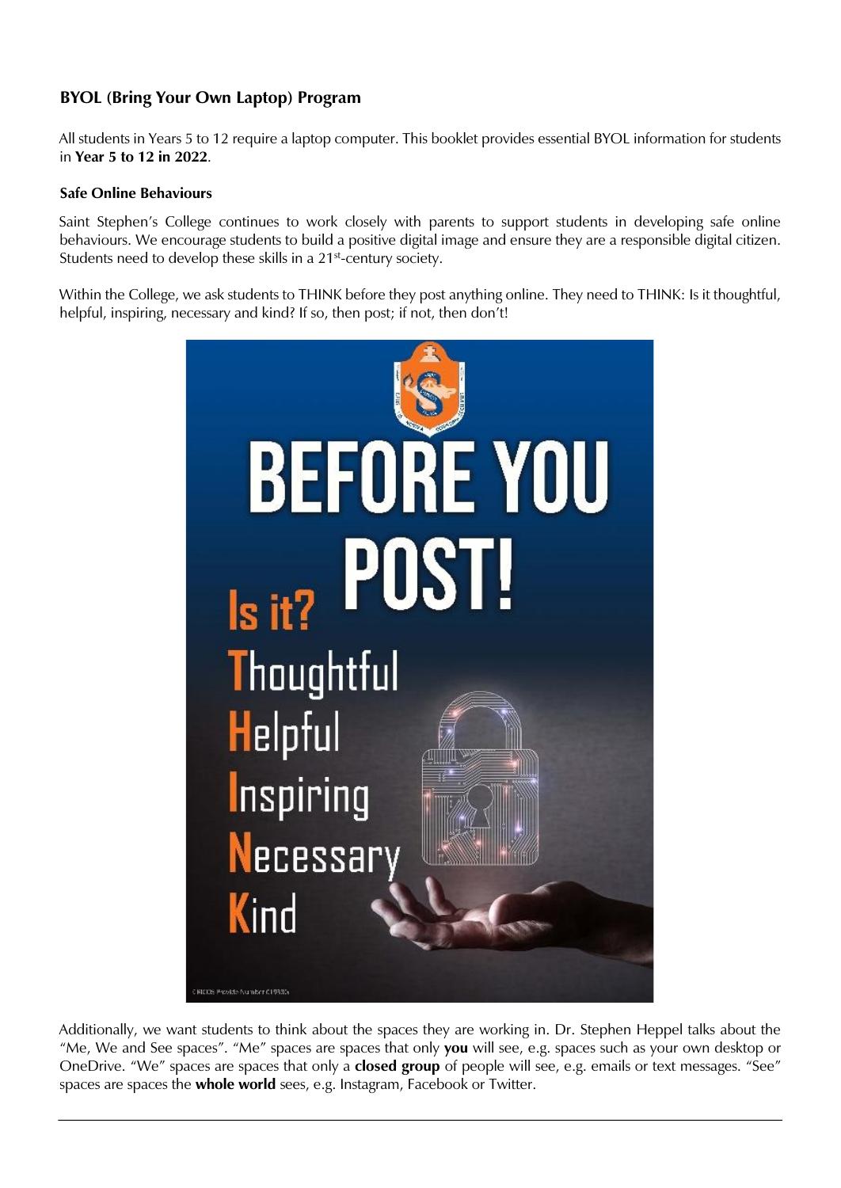### BYOL (Bring Your Own Laptop) Program

All students in Years 5 to 12 require a laptop computer. This booklet provides essential BYOL information for students in **Year 5 to 12 in 2022**.

#### Safe Online Behaviours

Saint Stephen's College continues to work closely with parents to support students in developing safe online behaviours. We encourage students to build a positive digital image and ensure they are a responsible digital citizen. Students need to develop these skills in a 21st-century society.

Within the College, we ask students to THINK before they post anything online. They need to THINK: Is it thoughtful, helpful, inspiring, necessary and kind? If so, then post; if not, then don't!

Additionally, we want students to think about the spaces they are working in. Dr. Stephen Heppel talks about the "Me, We and See spaces". "Me" spaces are spaces that only **you** will see, e.g. spaces such as your own desktop or OneDrive. "We" spaces are spaces that only a **closed group** of people will see, e.g. emails or text messages. "See" spaces are spaces the **whole world** sees, e.g. Instagram, Facebook or Twitter.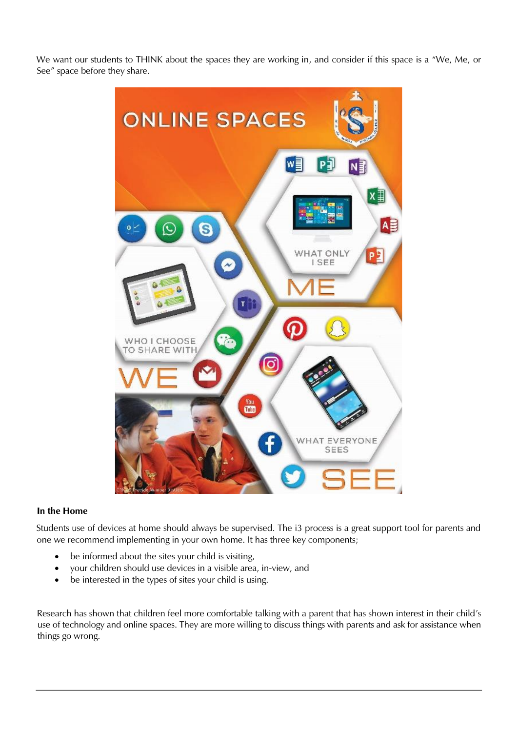We want our students to THINK about the spaces they are working in, and consider if this space is a “We, Me, or See” space before they share.

### In the Home

Students use of devices at home should always be supervised. The i3 process is a great support tool for parents and one we recommend implementing in your own home. It has three key components;

- be informed about the sites your child is visiting,
- your children should use devices in a visible area, in-view, and
- be interested in the types of sites your child is using.

Research has shown that children feel more comfortable talking with a parent that has shown interest in their child’s use of technology and online spaces. They are more willing to discuss things with parents and ask for assistance when things go wrong.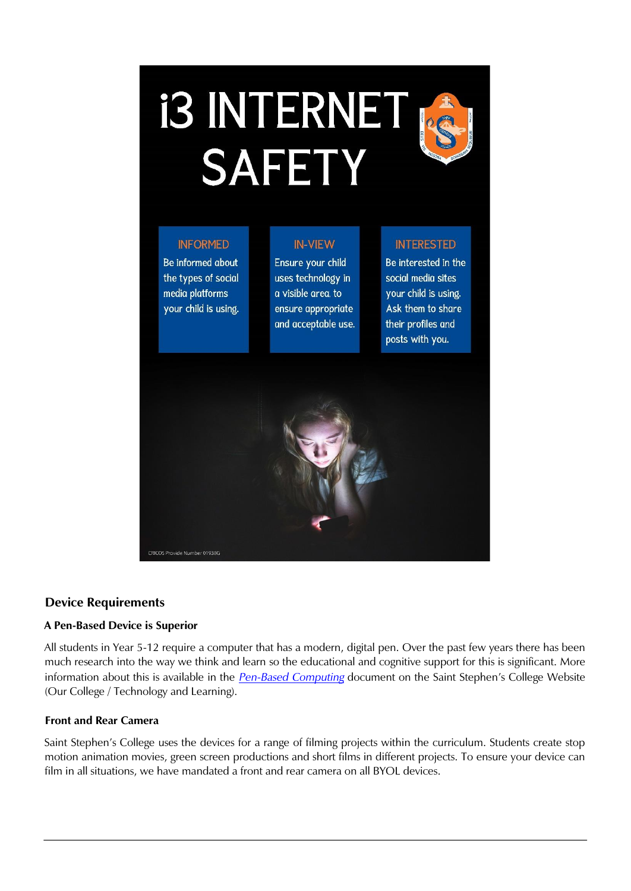# i3 INTERNET SAFETY

**INFORMED**
Be informed about the types of social media platforms your child is using.

**IN-VIEW**
Ensure your child uses technology in a visible area to ensure appropriate and acceptable use.

**INTERESTED**
Be interested in the social media sites your child is using. Ask them to share their profiles and posts with you.

CRICOS Provide Number 01938G

## Device Requirements

### A Pen-Based Device is Superior

All students in Year 5-12 require a computer that has a modern, digital pen. Over the past few years there has been much research into the way we think and learn so the educational and cognitive support for this is significant. More information about this is available in the *Pen-Based Computing* document on the Saint Stephen's College Website (Our College / Technology and Learning).

### Front and Rear Camera

Saint Stephen's College uses the devices for a range of filming projects within the curriculum. Students create stop motion animation movies, green screen productions and short films in different projects. To ensure your device can film in all situations, we have mandated a front and rear camera on all BYOL devices.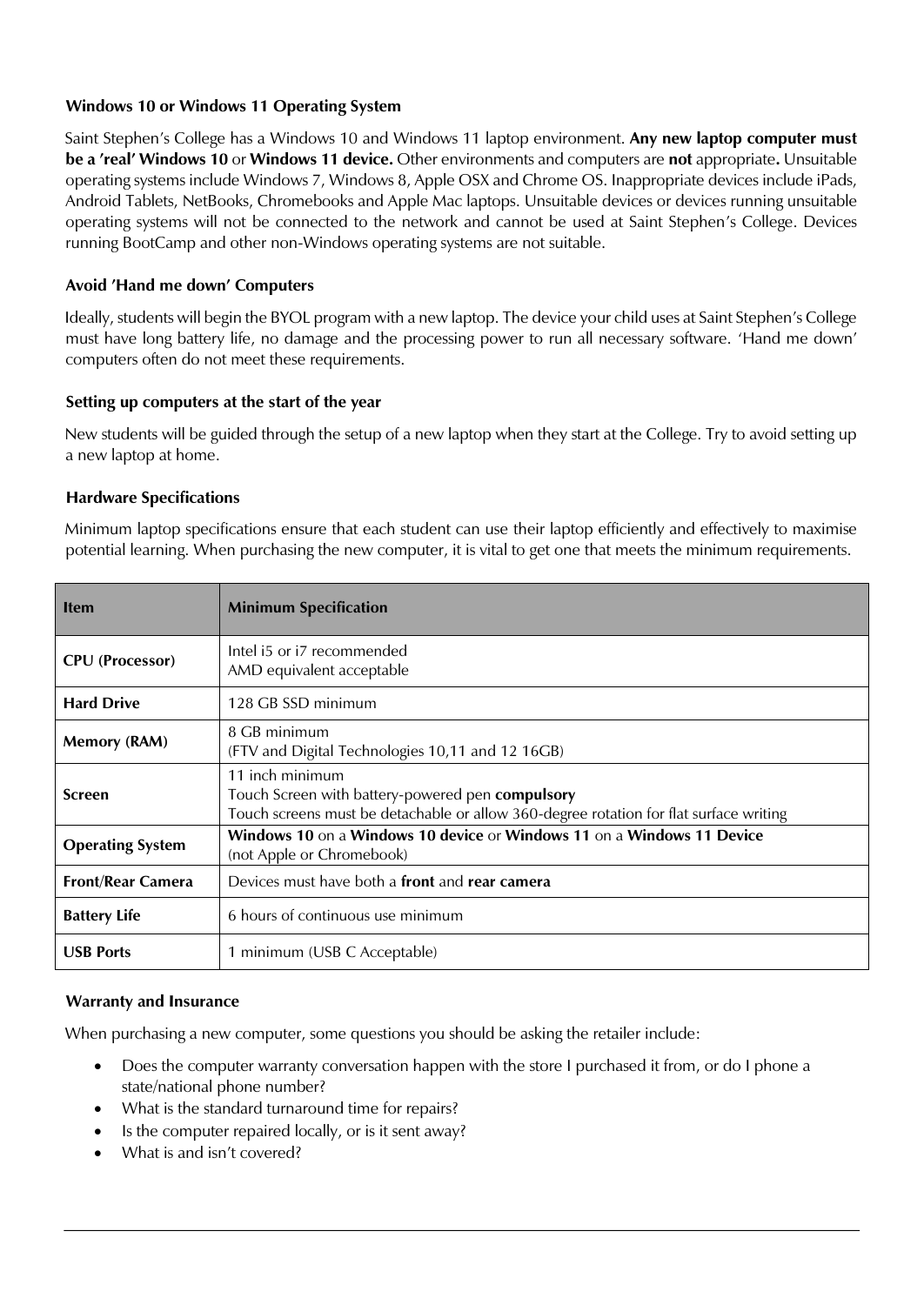### Windows 10 or Windows 11 Operating System

Saint Stephen's College has a Windows 10 and Windows 11 laptop environment. **Any new laptop computer must be a 'real' Windows 10** or **Windows 11 device.** Other environments and computers are **not** appropriate**.** Unsuitable operating systems include Windows 7, Windows 8, Apple OSX and Chrome OS. Inappropriate devices include iPads, Android Tablets, NetBooks, Chromebooks and Apple Mac laptops. Unsuitable devices or devices running unsuitable operating systems will not be connected to the network and cannot be used at Saint Stephen's College. Devices running BootCamp and other non-Windows operating systems are not suitable.

### Avoid 'Hand me down' Computers

Ideally, students will begin the BYOL program with a new laptop. The device your child uses at Saint Stephen's College must have long battery life, no damage and the processing power to run all necessary software. 'Hand me down' computers often do not meet these requirements.

### Setting up computers at the start of the year

New students will be guided through the setup of a new laptop when they start at the College. Try to avoid setting up a new laptop at home.

### Hardware Specifications

Minimum laptop specifications ensure that each student can use their laptop efficiently and effectively to maximise potential learning. When purchasing the new computer, it is vital to get one that meets the minimum requirements.

| Item | Minimum Specification |
|---|---|
| **CPU (Processor)** | Intel i5 or i7 recommended<br>AMD equivalent acceptable |
| **Hard Drive** | 128 GB SSD minimum |
| **Memory (RAM)** | 8 GB minimum<br>(FTV and Digital Technologies 10,11 and 12 16GB) |
| **Screen** | 11 inch minimum<br>Touch Screen with battery-powered pen **compulsory**<br>Touch screens must be detachable or allow 360-degree rotation for flat surface writing |
| **Operating System** | **Windows 10** on a **Windows 10 device** or **Windows 11** on a **Windows 11 Device**<br>(not Apple or Chromebook) |
| **Front/Rear Camera** | Devices must have both a **front** and **rear camera** |
| **Battery Life** | 6 hours of continuous use minimum |
| **USB Ports** | 1 minimum (USB C Acceptable) |

### Warranty and Insurance

When purchasing a new computer, some questions you should be asking the retailer include:

- Does the computer warranty conversation happen with the store I purchased it from, or do I phone a state/national phone number?
- What is the standard turnaround time for repairs?
- Is the computer repaired locally, or is it sent away?
- What is and isn't covered?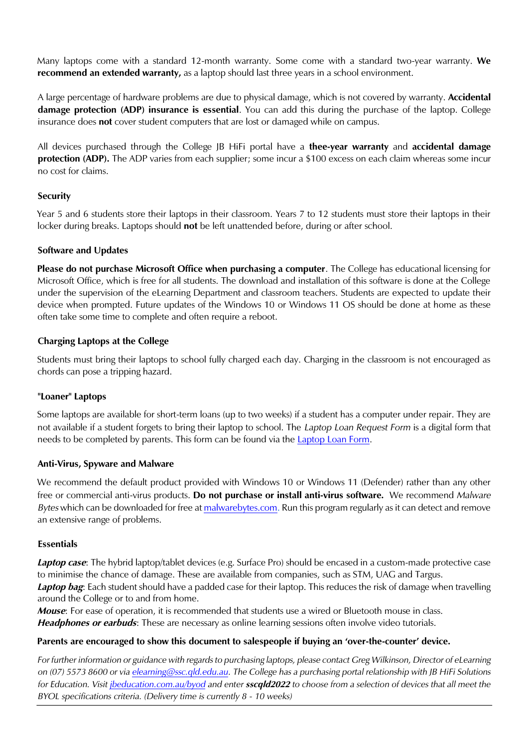Many laptops come with a standard 12-month warranty. Some come with a standard two-year warranty. **We recommend an extended warranty,** as a laptop should last three years in a school environment.

A large percentage of hardware problems are due to physical damage, which is not covered by warranty. **Accidental damage protection (ADP) insurance is essential**. You can add this during the purchase of the laptop. College insurance does **not** cover student computers that are lost or damaged while on campus.

All devices purchased through the College JB HiFi portal have a **thee-year warranty** and **accidental damage protection (ADP).** The ADP varies from each supplier; some incur a $100 excess on each claim whereas some incur no cost for claims.

### Security

Year 5 and 6 students store their laptops in their classroom. Years 7 to 12 students must store their laptops in their locker during breaks. Laptops should **not** be left unattended before, during or after school.

### Software and Updates

**Please do not purchase Microsoft Office when purchasing a computer**. The College has educational licensing for Microsoft Office, which is free for all students. The download and installation of this software is done at the College under the supervision of the eLearning Department and classroom teachers. Students are expected to update their device when prompted. Future updates of the Windows 10 or Windows 11 OS should be done at home as these often take some time to complete and often require a reboot.

### Charging Laptops at the College

Students must bring their laptops to school fully charged each day. Charging in the classroom is not encouraged as chords can pose a tripping hazard.

### "Loaner" Laptops

Some laptops are available for short-term loans (up to two weeks) if a student has a computer under repair. They are not available if a student forgets to bring their laptop to school. The *Laptop Loan Request Form* is a digital form that needs to be completed by parents. This form can be found via the Laptop Loan Form.

### Anti-Virus, Spyware and Malware

We recommend the default product provided with Windows 10 or Windows 11 (Defender) rather than any other free or commercial anti-virus products. **Do not purchase or install anti-virus software.** We recommend *Malware Bytes* which can be downloaded for free at malwarebytes.com. Run this program regularly as it can detect and remove an extensive range of problems.

### Essentials

***Laptop case***: The hybrid laptop/tablet devices (e.g. Surface Pro) should be encased in a custom-made protective case to minimise the chance of damage. These are available from companies, such as STM, UAG and Targus.
***Laptop bag***: Each student should have a padded case for their laptop. This reduces the risk of damage when travelling around the College or to and from home.
***Mouse***: For ease of operation, it is recommended that students use a wired or Bluetooth mouse in class.
***Headphones or earbuds***: These are necessary as online learning sessions often involve video tutorials.

**Parents are encouraged to show this document to salespeople if buying an 'over-the-counter' device.**

*For further information or guidance with regards to purchasing laptops, please contact Greg Wilkinson, Director of eLearning on (07) 5573 8600 or via elearning@ssc.qld.edu.au. The College has a purchasing portal relationship with JB HiFi Solutions for Education. Visit jbeducation.com.au/byod and enter* ***sscqld2022*** *to choose from a selection of devices that all meet the BYOL specifications criteria. (Delivery time is currently 8 - 10 weeks)*